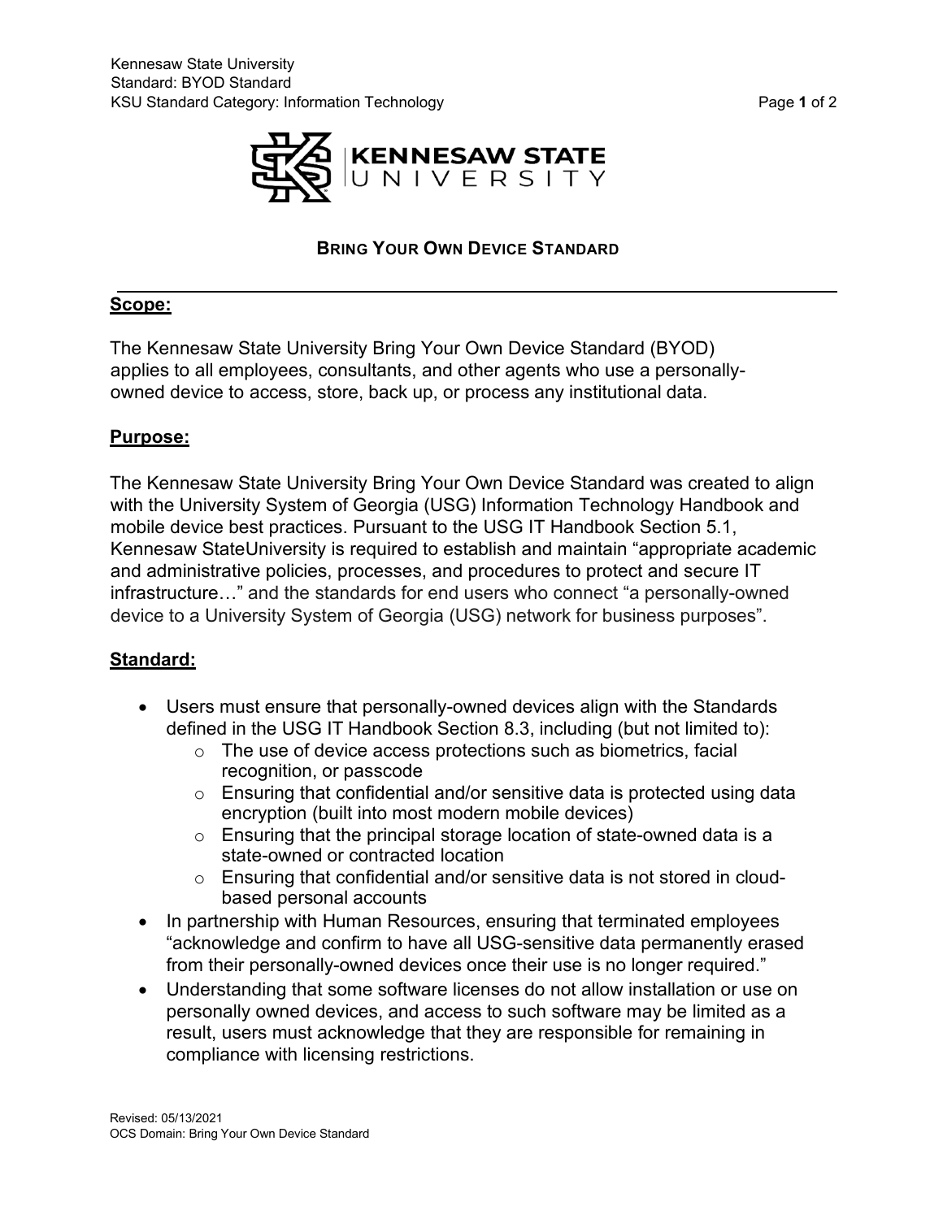# BRING YOUR OWN DEVICE STANDARD

## Scope:

The Kennesaw State University Bring Your Own Device Standard (BYOD) applies to all employees, consultants, and other agents who use a personally-owned device to access, store, back up, or process any institutional data.

## Purpose:

The Kennesaw State University Bring Your Own Device Standard was created to align with the University System of Georgia (USG) Information Technology Handbook and mobile device best practices. Pursuant to the USG IT Handbook Section 5.1, Kennesaw StateUniversity is required to establish and maintain "appropriate academic and administrative policies, processes, and procedures to protect and secure IT infrastructure…" and the standards for end users who connect "a personally-owned device to a University System of Georgia (USG) network for business purposes".

## Standard:

- Users must ensure that personally-owned devices align with the Standards defined in the USG IT Handbook Section 8.3, including (but not limited to):
  - The use of device access protections such as biometrics, facial recognition, or passcode
  - Ensuring that confidential and/or sensitive data is protected using data encryption (built into most modern mobile devices)
  - Ensuring that the principal storage location of state-owned data is a state-owned or contracted location
  - Ensuring that confidential and/or sensitive data is not stored in cloud-based personal accounts
- In partnership with Human Resources, ensuring that terminated employees "acknowledge and confirm to have all USG-sensitive data permanently erased from their personally-owned devices once their use is no longer required."
- Understanding that some software licenses do not allow installation or use on personally owned devices, and access to such software may be limited as a result, users must acknowledge that they are responsible for remaining in compliance with licensing restrictions.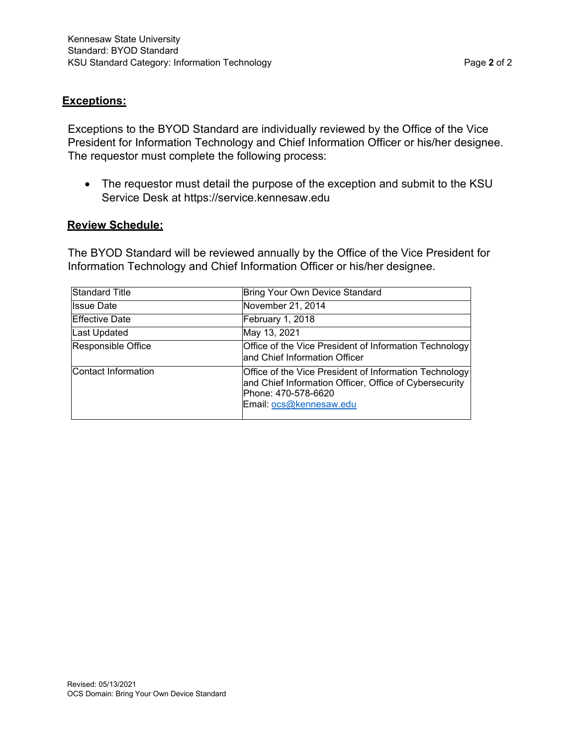## Exceptions:

Exceptions to the BYOD Standard are individually reviewed by the Office of the Vice President for Information Technology and Chief Information Officer or his/her designee. The requestor must complete the following process:

- The requestor must detail the purpose of the exception and submit to the KSU Service Desk at https://service.kennesaw.edu

## Review Schedule:

The BYOD Standard will be reviewed annually by the Office of the Vice President for Information Technology and Chief Information Officer or his/her designee.

| | |
|---|---|
| Standard Title | Bring Your Own Device Standard |
| Issue Date | November 21, 2014 |
| Effective Date | February 1, 2018 |
| Last Updated | May 13, 2021 |
| Responsible Office | Office of the Vice President of Information Technology and Chief Information Officer |
| Contact Information | Office of the Vice President of Information Technology and Chief Information Officer, Office of Cybersecurity<br>Phone: 470-578-6620<br>Email: ocs@kennesaw.edu |